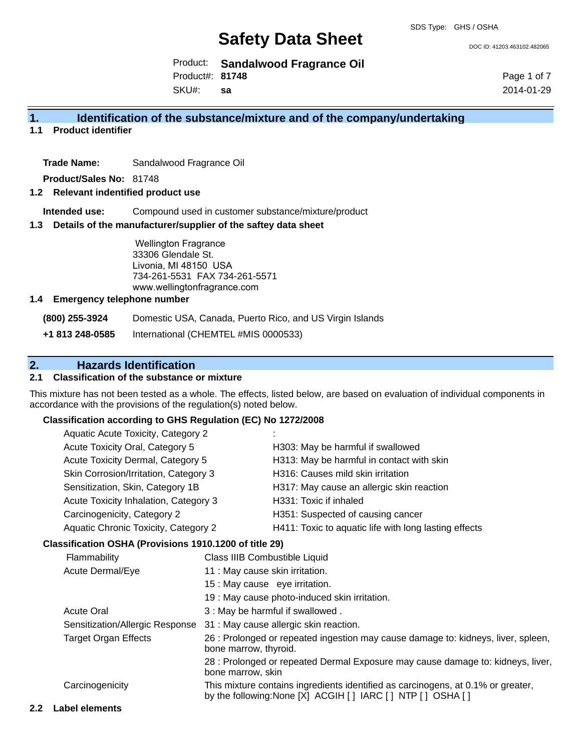# Safety Data Sheet

SDS Type: GHS / OSHA

DOC ID: 41203.463102.482065

Product: **Sandalwood Fragrance Oil**
Product#: **81748**
SKU#: **sa**

2014-01-29

## 1. Identification of the substance/mixture and of the company/undertaking

### 1.1 Product identifier

**Trade Name:** Sandalwood Fragrance Oil

**Product/Sales No:** 81748

### 1.2 Relevant indentified product use

**Intended use:** Compound used in customer substance/mixture/product

### 1.3 Details of the manufacturer/supplier of the saftey data sheet

Wellington Fragrance
33306 Glendale St.
Livonia, MI 48150 USA
734-261-5531 FAX 734-261-5571
www.wellingtonfragrance.com

### 1.4 Emergency telephone number

**(800) 255-3924** Domestic USA, Canada, Puerto Rico, and US Virgin Islands

**+1 813 248-0585** International (CHEMTEL #MIS 0000533)

## 2. Hazards Identification

### 2.1 Classification of the substance or mixture

This mixture has not been tested as a whole. The effects, listed below, are based on evaluation of individual components in accordance with the provisions of the regulation(s) noted below.

**Classification according to GHS Regulation (EC) No 1272/2008**

| | |
|---|---|
| Aquatic Acute Toxicity, Category 2 | : |
| Acute Toxicity Oral, Category 5 | H303: May be harmful if swallowed |
| Acute Toxicity Dermal, Category 5 | H313: May be harmful in contact with skin |
| Skin Corrosion/Irritation, Category 3 | H316: Causes mild skin irritation |
| Sensitization, Skin, Category 1B | H317: May cause an allergic skin reaction |
| Acute Toxicity Inhalation, Category 3 | H331: Toxic if inhaled |
| Carcinogenicity, Category 2 | H351: Suspected of causing cancer |
| Aquatic Chronic Toxicity, Category 2 | H411: Toxic to aquatic life with long lasting effects |

**Classification OSHA (Provisions 1910.1200 of title 29)**

| | |
|---|---|
| Flammability | Class IIIB Combustible Liquid |
| Acute Dermal/Eye | 11 : May cause skin irritation. |
| | 15 : May cause eye irritation. |
| | 19 : May cause photo-induced skin irritation. |
| Acute Oral | 3 : May be harmful if swallowed . |
| Sensitization/Allergic Response | 31 : May cause allergic skin reaction. |
| Target Organ Effects | 26 : Prolonged or repeated ingestion may cause damage to: kidneys, liver, spleen, bone marrow, thyroid. |
| | 28 : Prolonged or repeated Dermal Exposure may cause damage to: kidneys, liver, bone marrow, skin |
| Carcinogenicity | This mixture contains ingredients identified as carcinogens, at 0.1% or greater, by the following:None [X] ACGIH [ ] IARC [ ] NTP [ ] OSHA [ ] |

### 2.2 Label elements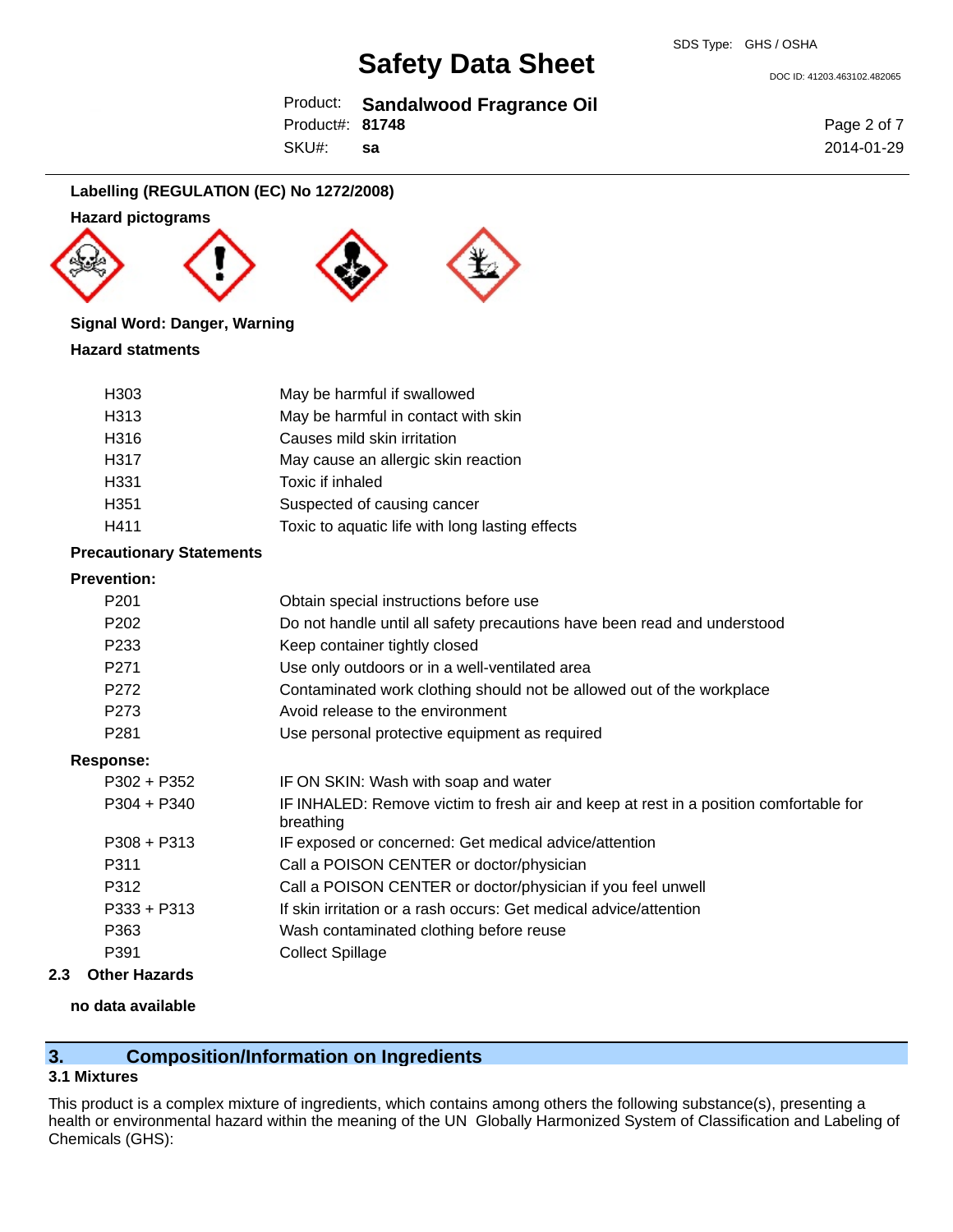**Labelling (REGULATION (EC) No 1272/2008)**

**Hazard pictograms**

**Signal Word: Danger, Warning**

**Hazard statments**

| | |
|---|---|
| H303 | May be harmful if swallowed |
| H313 | May be harmful in contact with skin |
| H316 | Causes mild skin irritation |
| H317 | May cause an allergic skin reaction |
| H331 | Toxic if inhaled |
| H351 | Suspected of causing cancer |
| H411 | Toxic to aquatic life with long lasting effects |

**Precautionary Statements**

**Prevention:**

| | |
|---|---|
| P201 | Obtain special instructions before use |
| P202 | Do not handle until all safety precautions have been read and understood |
| P233 | Keep container tightly closed |
| P271 | Use only outdoors or in a well-ventilated area |
| P272 | Contaminated work clothing should not be allowed out of the workplace |
| P273 | Avoid release to the environment |
| P281 | Use personal protective equipment as required |

**Response:**

| | |
|---|---|
| P302 + P352 | IF ON SKIN: Wash with soap and water |
| P304 + P340 | IF INHALED: Remove victim to fresh air and keep at rest in a position comfortable for breathing |
| P308 + P313 | IF exposed or concerned: Get medical advice/attention |
| P311 | Call a POISON CENTER or doctor/physician |
| P312 | Call a POISON CENTER or doctor/physician if you feel unwell |
| P333 + P313 | If skin irritation or a rash occurs: Get medical advice/attention |
| P363 | Wash contaminated clothing before reuse |
| P391 | Collect Spillage |

**2.3 Other Hazards**

**no data available**

## 3. Composition/Information on Ingredients

**3.1 Mixtures**

This product is a complex mixture of ingredients, which contains among others the following substance(s), presenting a health or environmental hazard within the meaning of the UN Globally Harmonized System of Classification and Labeling of Chemicals (GHS):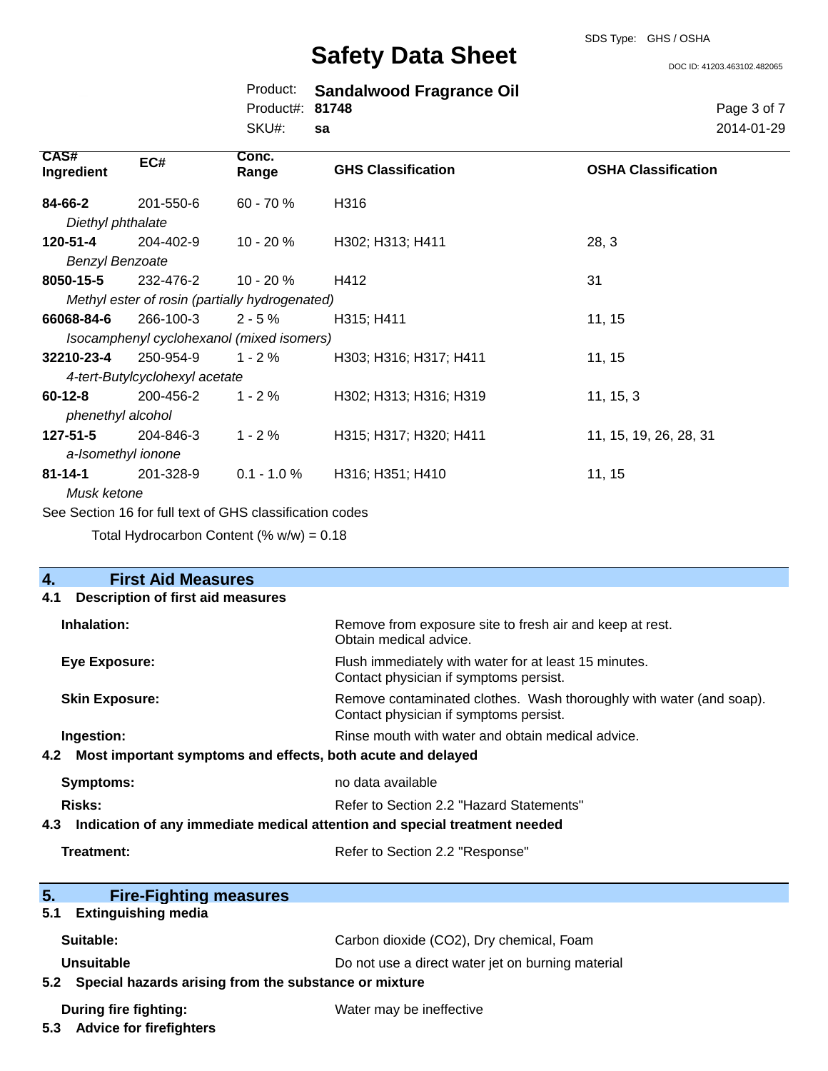| CAS# Ingredient | EC# | Conc. Range | GHS Classification | OSHA Classification |
|---|---|---|---|---|
| **84-66-2** *Diethyl phthalate* | 201-550-6 | 60 - 70 % | H316 | |
| **120-51-4** *Benzyl Benzoate* | 204-402-9 | 10 - 20 % | H302; H313; H411 | 28, 3 |
| **8050-15-5** *Methyl ester of rosin (partially hydrogenated)* | 232-476-2 | 10 - 20 % | H412 | 31 |
| **66068-84-6** *Isocamphenyl cyclohexanol (mixed isomers)* | 266-100-3 | 2 - 5 % | H315; H411 | 11, 15 |
| **32210-23-4** *4-tert-Butylcyclohexyl acetate* | 250-954-9 | 1 - 2 % | H303; H316; H317; H411 | 11, 15 |
| **60-12-8** *phenethyl alcohol* | 200-456-2 | 1 - 2 % | H302; H313; H316; H319 | 11, 15, 3 |
| **127-51-5** *a-Isomethyl ionone* | 204-846-3 | 1 - 2 % | H315; H317; H320; H411 | 11, 15, 19, 26, 28, 31 |
| **81-14-1** *Musk ketone* | 201-328-9 | 0.1 - 1.0 % | H316; H351; H410 | 11, 15 |

See Section 16 for full text of GHS classification codes

Total Hydrocarbon Content (% w/w) = 0.18

## 4. First Aid Measures

### 4.1 Description of first aid measures

**Inhalation:** Remove from exposure site to fresh air and keep at rest. Obtain medical advice.

**Eye Exposure:** Flush immediately with water for at least 15 minutes. Contact physician if symptoms persist.

**Skin Exposure:** Remove contaminated clothes. Wash thoroughly with water (and soap). Contact physician if symptoms persist.

**Ingestion:** Rinse mouth with water and obtain medical advice.

### 4.2 Most important symptoms and effects, both acute and delayed

**Symptoms:** no data available

**Risks:** Refer to Section 2.2 "Hazard Statements"

### 4.3 Indication of any immediate medical attention and special treatment needed

**Treatment:** Refer to Section 2.2 "Response"

## 5. Fire-Fighting measures

### 5.1 Extinguishing media

**Suitable:** Carbon dioxide (CO2), Dry chemical, Foam

**Unsuitable** Do not use a direct water jet on burning material

### 5.2 Special hazards arising from the substance or mixture

**During fire fighting:** Water may be ineffective

### 5.3 Advice for firefighters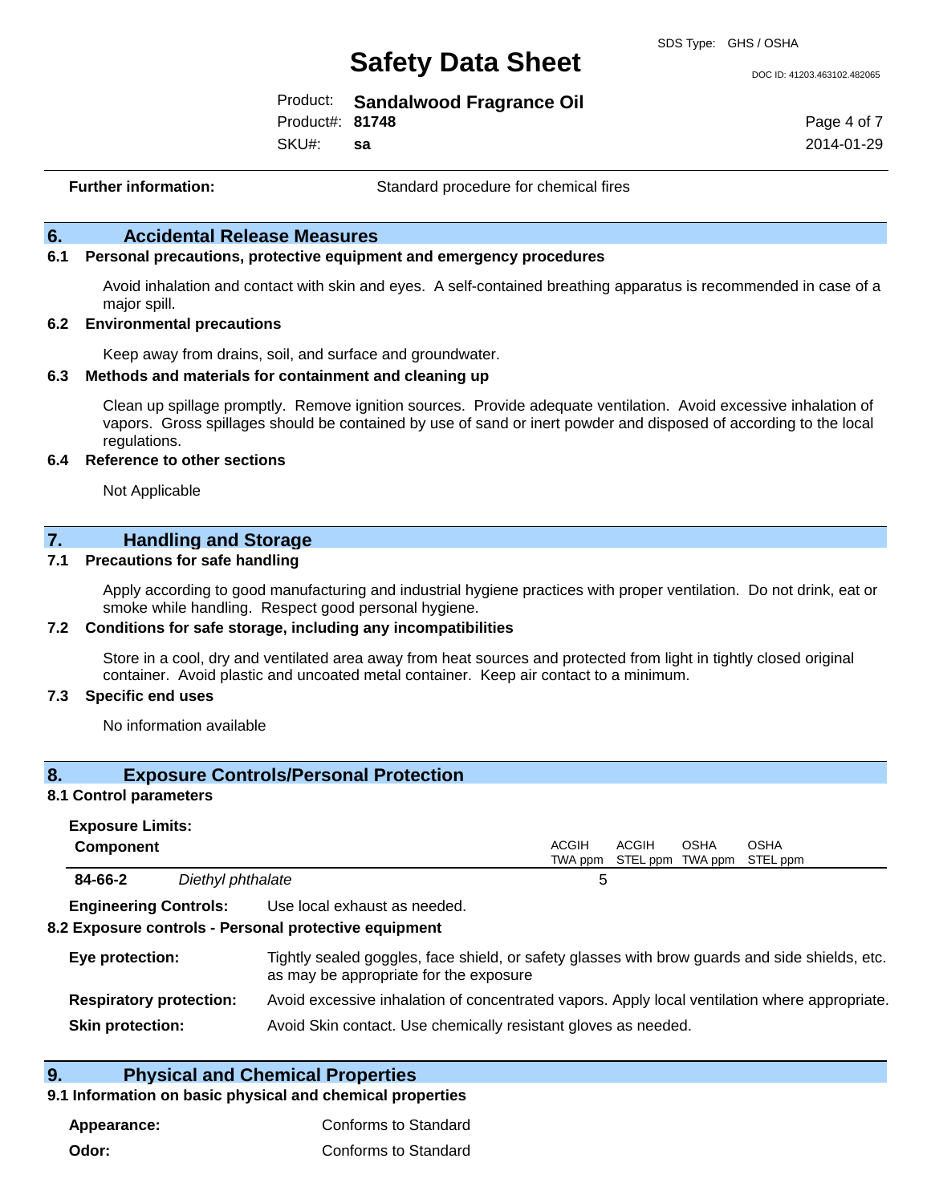**Further information:** Standard procedure for chemical fires

## 6. Accidental Release Measures

### 6.1 Personal precautions, protective equipment and emergency procedures

Avoid inhalation and contact with skin and eyes. A self-contained breathing apparatus is recommended in case of a major spill.

### 6.2 Environmental precautions

Keep away from drains, soil, and surface and groundwater.

### 6.3 Methods and materials for containment and cleaning up

Clean up spillage promptly. Remove ignition sources. Provide adequate ventilation. Avoid excessive inhalation of vapors. Gross spillages should be contained by use of sand or inert powder and disposed of according to the local regulations.

### 6.4 Reference to other sections

Not Applicable

## 7. Handling and Storage

### 7.1 Precautions for safe handling

Apply according to good manufacturing and industrial hygiene practices with proper ventilation. Do not drink, eat or smoke while handling. Respect good personal hygiene.

### 7.2 Conditions for safe storage, including any incompatibilities

Store in a cool, dry and ventilated area away from heat sources and protected from light in tightly closed original container. Avoid plastic and uncoated metal container. Keep air contact to a minimum.

### 7.3 Specific end uses

No information available

## 8. Exposure Controls/Personal Protection

### 8.1 Control parameters

**Exposure Limits:**

| Component | | ACGIH TWA ppm | ACGIH STEL ppm | OSHA TWA ppm | OSHA STEL ppm |
|---|---|---|---|---|---|
| **84-66-2** | *Diethyl phthalate* | 5 | | | |

**Engineering Controls:** Use local exhaust as needed.

### 8.2 Exposure controls - Personal protective equipment

**Eye protection:** Tightly sealed goggles, face shield, or safety glasses with brow guards and side shields, etc. as may be appropriate for the exposure

**Respiratory protection:** Avoid excessive inhalation of concentrated vapors. Apply local ventilation where appropriate.

**Skin protection:** Avoid Skin contact. Use chemically resistant gloves as needed.

## 9. Physical and Chemical Properties

### 9.1 Information on basic physical and chemical properties

**Appearance:** Conforms to Standard

**Odor:** Conforms to Standard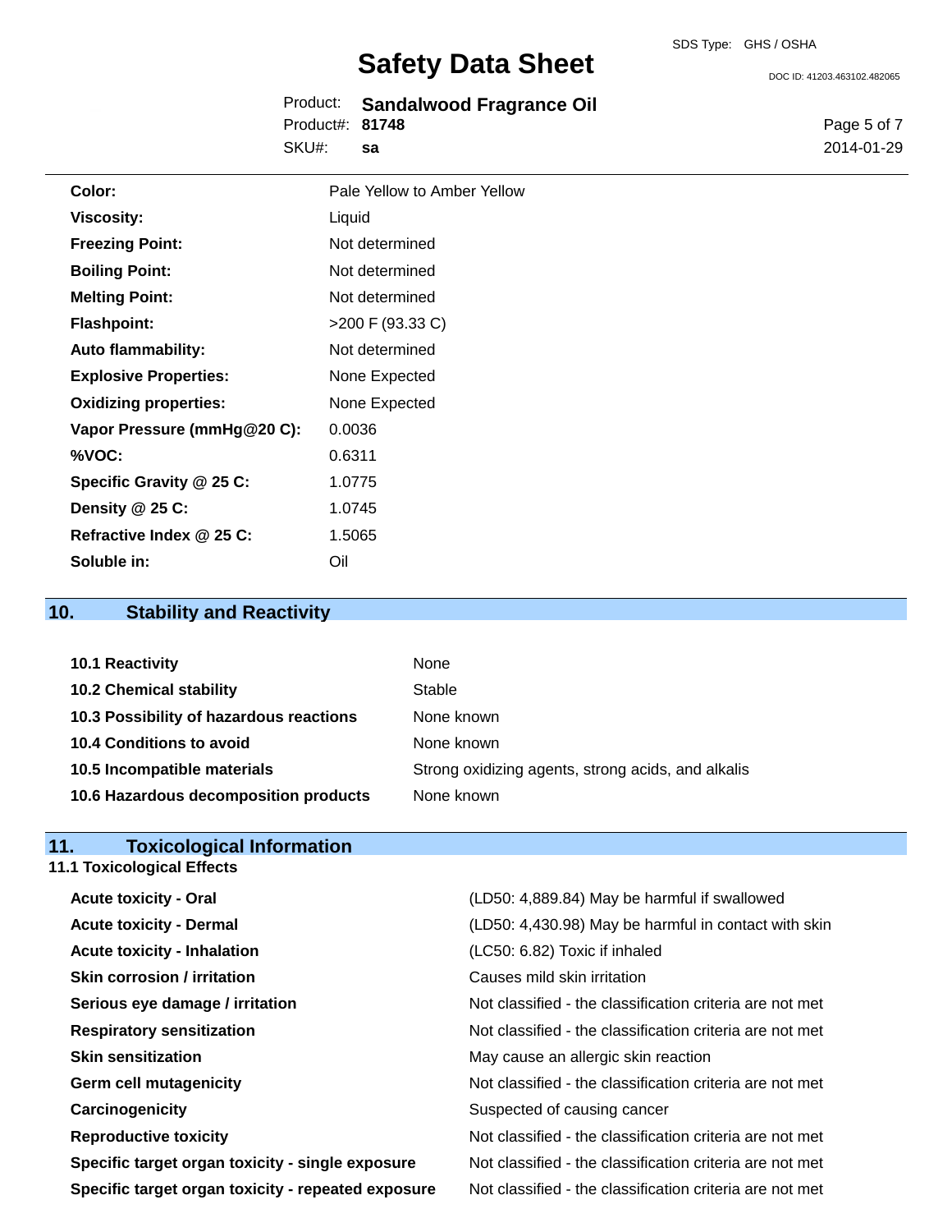| | |
|---|---|
| **Color:** | Pale Yellow to Amber Yellow |
| **Viscosity:** | Liquid |
| **Freezing Point:** | Not determined |
| **Boiling Point:** | Not determined |
| **Melting Point:** | Not determined |
| **Flashpoint:** | >200 F (93.33 C) |
| **Auto flammability:** | Not determined |
| **Explosive Properties:** | None Expected |
| **Oxidizing properties:** | None Expected |
| **Vapor Pressure (mmHg@20 C):** | 0.0036 |
| **%VOC:** | 0.6311 |
| **Specific Gravity @ 25 C:** | 1.0775 |
| **Density @ 25 C:** | 1.0745 |
| **Refractive Index @ 25 C:** | 1.5065 |
| **Soluble in:** | Oil |

## 10. Stability and Reactivity

| | |
|---|---|
| **10.1 Reactivity** | None |
| **10.2 Chemical stability** | Stable |
| **10.3 Possibility of hazardous reactions** | None known |
| **10.4 Conditions to avoid** | None known |
| **10.5 Incompatible materials** | Strong oxidizing agents, strong acids, and alkalis |
| **10.6 Hazardous decomposition products** | None known |

## 11. Toxicological Information

### 11.1 Toxicological Effects

| | |
|---|---|
| **Acute toxicity - Oral** | (LD50: 4,889.84) May be harmful if swallowed |
| **Acute toxicity - Dermal** | (LD50: 4,430.98) May be harmful in contact with skin |
| **Acute toxicity - Inhalation** | (LC50: 6.82) Toxic if inhaled |
| **Skin corrosion / irritation** | Causes mild skin irritation |
| **Serious eye damage / irritation** | Not classified - the classification criteria are not met |
| **Respiratory sensitization** | Not classified - the classification criteria are not met |
| **Skin sensitization** | May cause an allergic skin reaction |
| **Germ cell mutagenicity** | Not classified - the classification criteria are not met |
| **Carcinogenicity** | Suspected of causing cancer |
| **Reproductive toxicity** | Not classified - the classification criteria are not met |
| **Specific target organ toxicity - single exposure** | Not classified - the classification criteria are not met |
| **Specific target organ toxicity - repeated exposure** | Not classified - the classification criteria are not met |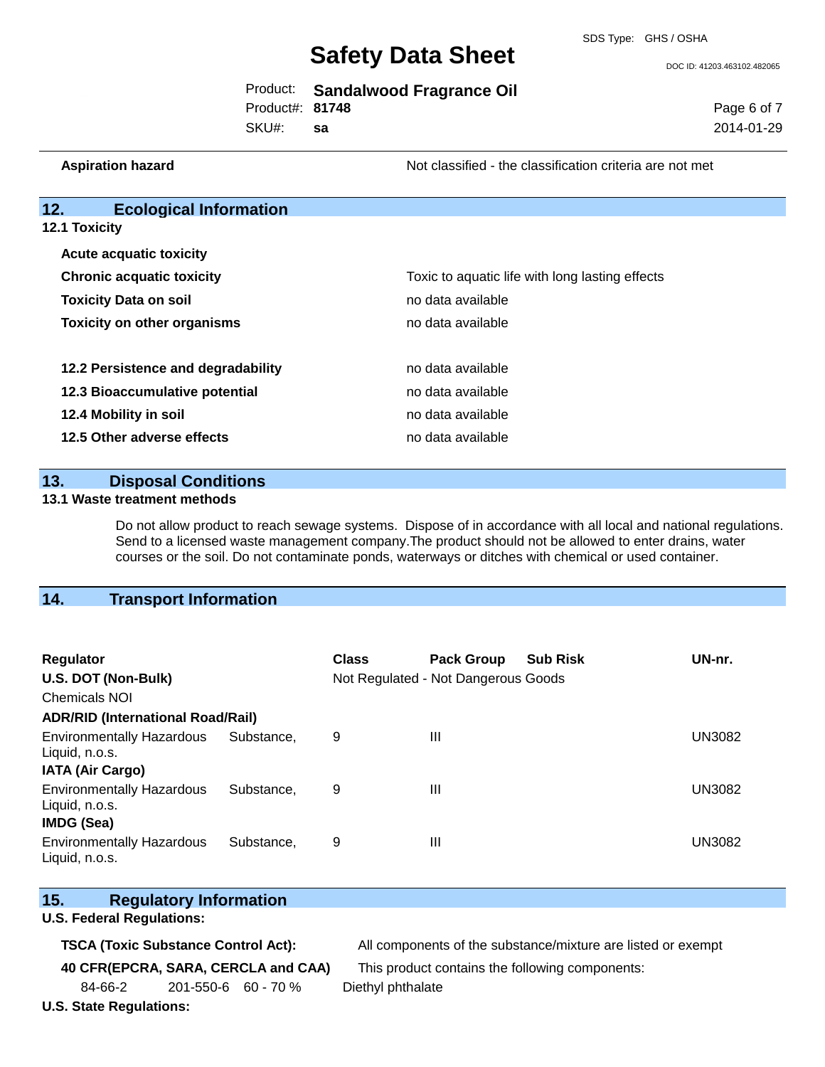| | |
|---|---|
| **Aspiration hazard** | Not classified - the classification criteria are not met |

## 12. Ecological Information

**12.1 Toxicity**

| | |
|---|---|
| **Acute acquatic toxicity** | |
| **Chronic acquatic toxicity** | Toxic to aquatic life with long lasting effects |
| **Toxicity Data on soil** | no data available |
| **Toxicity on other organisms** | no data available |

| | |
|---|---|
| **12.2 Persistence and degradability** | no data available |
| **12.3 Bioaccumulative potential** | no data available |
| **12.4 Mobility in soil** | no data available |
| **12.5 Other adverse effects** | no data available |

## 13. Disposal Conditions

**13.1 Waste treatment methods**

Do not allow product to reach sewage systems. Dispose of in accordance with all local and national regulations. Send to a licensed waste management company.The product should not be allowed to enter drains, water courses or the soil. Do not contaminate ponds, waterways or ditches with chemical or used container.

## 14. Transport Information

| Regulator | Class | Pack Group | Sub Risk | UN-nr. |
|---|---|---|---|---|
| **U.S. DOT (Non-Bulk)** | Not Regulated - Not Dangerous Goods | | | |
| Chemicals NOI | | | | |
| **ADR/RID (International Road/Rail)** | | | | |
| Environmentally Hazardous Substance, Liquid, n.o.s. | 9 | III | | UN3082 |
| **IATA (Air Cargo)** | | | | |
| Environmentally Hazardous Substance, Liquid, n.o.s. | 9 | III | | UN3082 |
| **IMDG (Sea)** | | | | |
| Environmentally Hazardous Substance, Liquid, n.o.s. | 9 | III | | UN3082 |

## 15. Regulatory Information

**U.S. Federal Regulations:**

| | |
|---|---|
| **TSCA (Toxic Substance Control Act):** | All components of the substance/mixture are listed or exempt |
| **40 CFR(EPCRA, SARA, CERCLA and CAA)** | This product contains the following components: |

| | | | |
|---|---|---|---|
| 84-66-2 | 201-550-6 | 60 - 70 % | Diethyl phthalate |

**U.S. State Regulations:**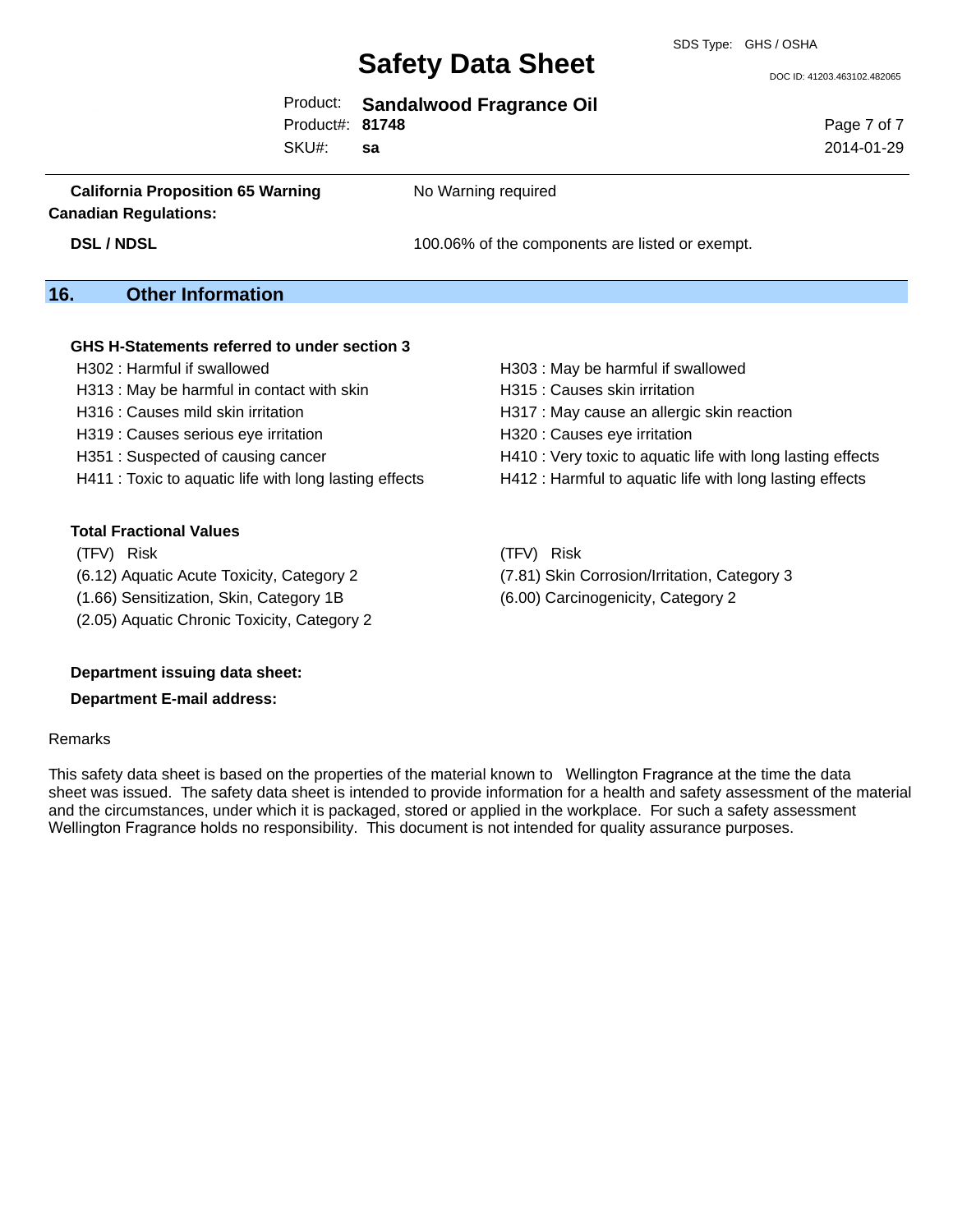| | |
|---|---|
| **California Proposition 65 Warning** | No Warning required |

**Canadian Regulations:**

| | |
|---|---|
| **DSL / NDSL** | 100.06% of the components are listed or exempt. |

## 16. Other Information

**GHS H-Statements referred to under section 3**

H302 : Harmful if swallowed
H313 : May be harmful in contact with skin
H316 : Causes mild skin irritation
H319 : Causes serious eye irritation
H351 : Suspected of causing cancer
H411 : Toxic to aquatic life with long lasting effects
H303 : May be harmful if swallowed
H315 : Causes skin irritation
H317 : May cause an allergic skin reaction
H320 : Causes eye irritation
H410 : Very toxic to aquatic life with long lasting effects
H412 : Harmful to aquatic life with long lasting effects

**Total Fractional Values**

(TFV) Risk
(6.12) Aquatic Acute Toxicity, Category 2
(1.66) Sensitization, Skin, Category 1B
(2.05) Aquatic Chronic Toxicity, Category 2

(TFV) Risk
(7.81) Skin Corrosion/Irritation, Category 3
(6.00) Carcinogenicity, Category 2

**Department issuing data sheet:**

**Department E-mail address:**

Remarks

This safety data sheet is based on the properties of the material known to Wellington Fragrance at the time the data sheet was issued. The safety data sheet is intended to provide information for a health and safety assessment of the material and the circumstances, under which it is packaged, stored or applied in the workplace. For such a safety assessment Wellington Fragrance holds no responsibility. This document is not intended for quality assurance purposes.